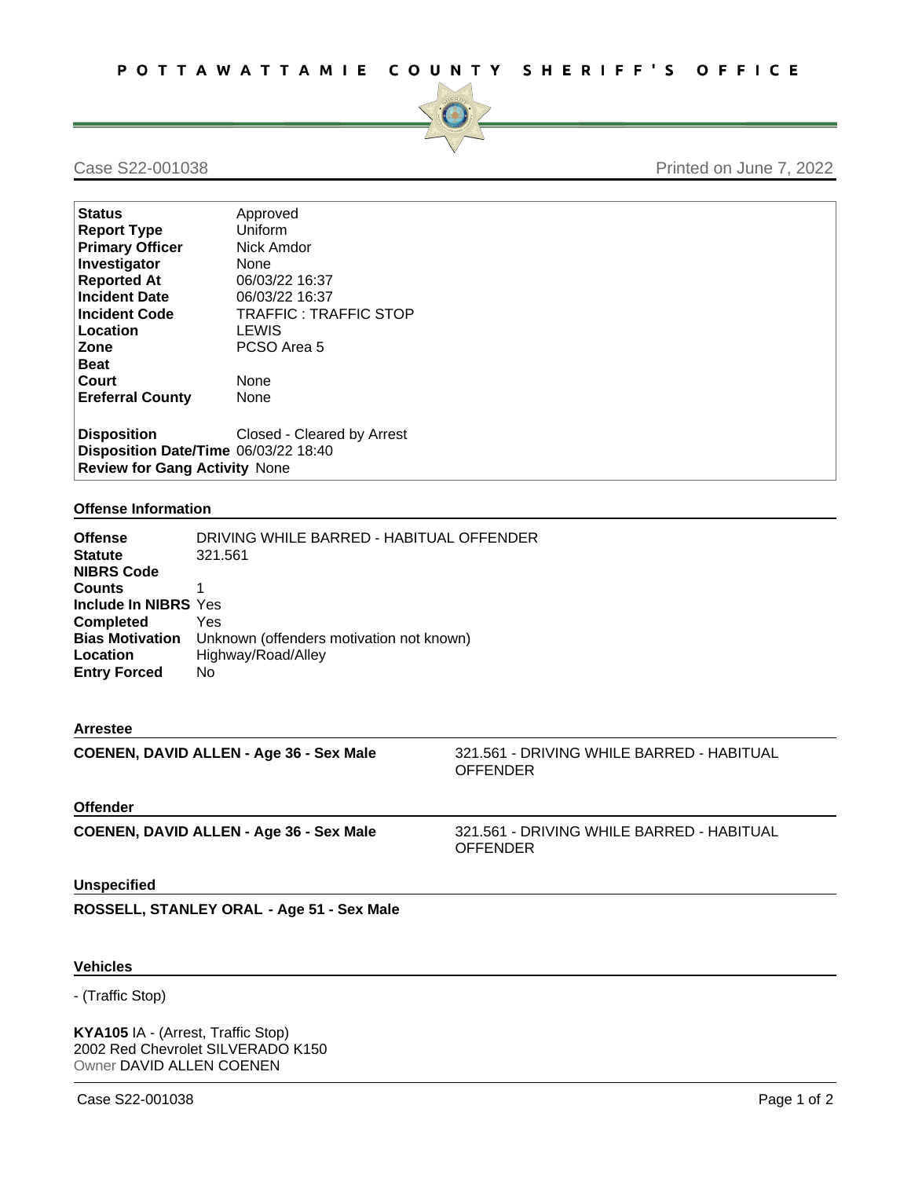# POTTAWATTAMIE COUNTY SHERIFF'S OFFICE

Case S22-001038 Printed on June 7, 2022

| | |
|---|---|
| **Status** | Approved |
| **Report Type** | Uniform |
| **Primary Officer** | Nick Amdor |
| **Investigator** | None |
| **Reported At** | 06/03/22 16:37 |
| **Incident Date** | 06/03/22 16:37 |
| **Incident Code** | TRAFFIC : TRAFFIC STOP |
| **Location** | LEWIS |
| **Zone** | PCSO Area 5 |
| **Beat** | |
| **Court** | None |
| **Ereferral County** | None |
| **Disposition** | Closed - Cleared by Arrest |
| **Disposition Date/Time** | 06/03/22 18:40 |
| **Review for Gang Activity** | None |

## Offense Information

| | |
|---|---|
| **Offense** | DRIVING WHILE BARRED - HABITUAL OFFENDER |
| **Statute** | 321.561 |
| **NIBRS Code** | |
| **Counts** | 1 |
| **Include In NIBRS** | Yes |
| **Completed** | Yes |
| **Bias Motivation** | Unknown (offenders motivation not known) |
| **Location** | Highway/Road/Alley |
| **Entry Forced** | No |

## Arrestee

**COENEN, DAVID ALLEN - Age 36 - Sex Male** — 321.561 - DRIVING WHILE BARRED - HABITUAL OFFENDER

## Offender

**COENEN, DAVID ALLEN - Age 36 - Sex Male** — 321.561 - DRIVING WHILE BARRED - HABITUAL OFFENDER

## Unspecified

**ROSSELL, STANLEY ORAL - Age 51 - Sex Male**

## Vehicles

- (Traffic Stop)

**KYA105** IA - (Arrest, Traffic Stop)
2002 Red Chevrolet SILVERADO K150
Owner DAVID ALLEN COENEN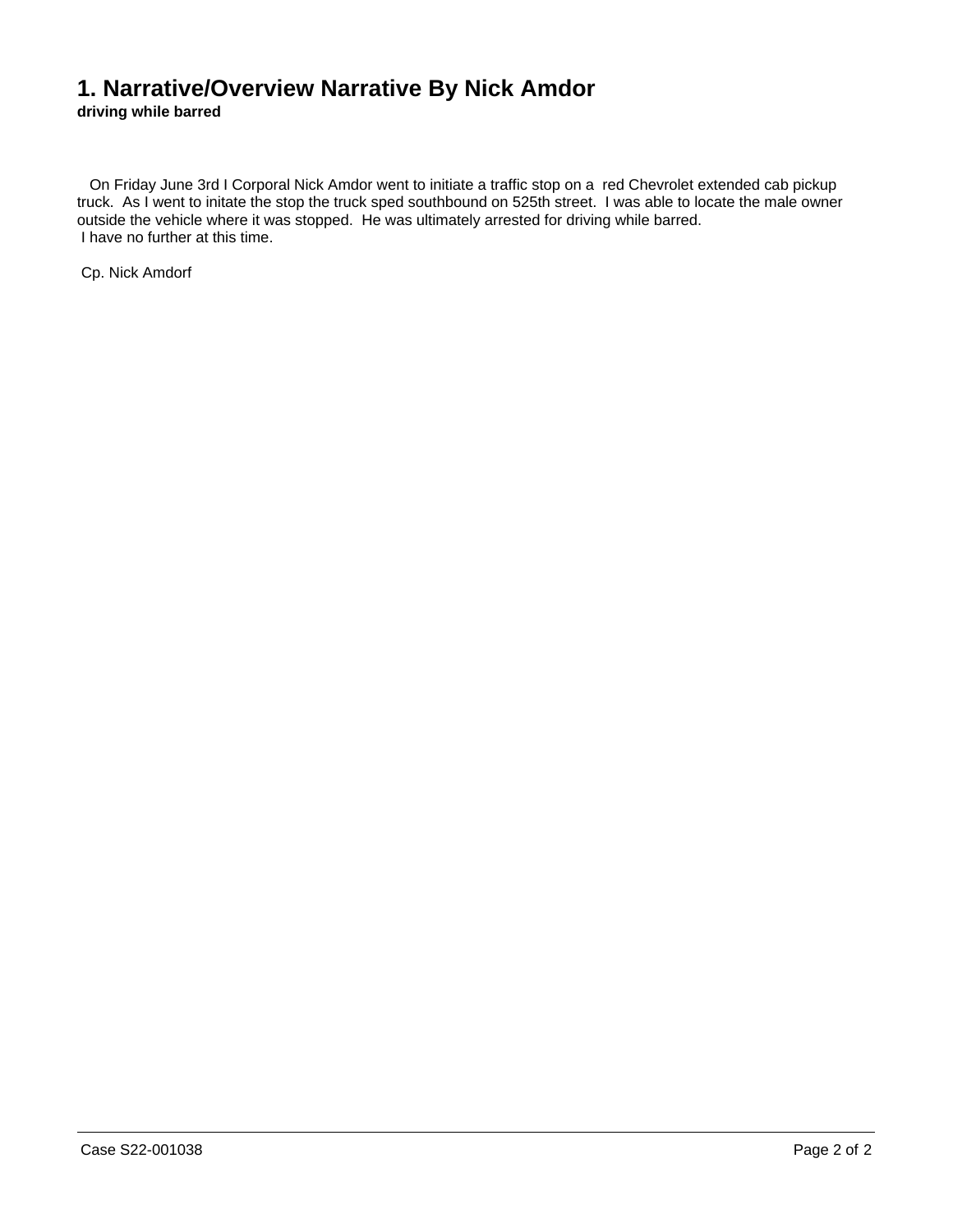# 1. Narrative/Overview Narrative By Nick Amdor

**driving while barred**

On Friday June 3rd I Corporal Nick Amdor went to initiate a traffic stop on a red Chevrolet extended cab pickup truck. As I went to initate the stop the truck sped southbound on 525th street. I was able to locate the male owner outside the vehicle where it was stopped. He was ultimately arrested for driving while barred.

I have no further at this time.

Cp. Nick Amdorf